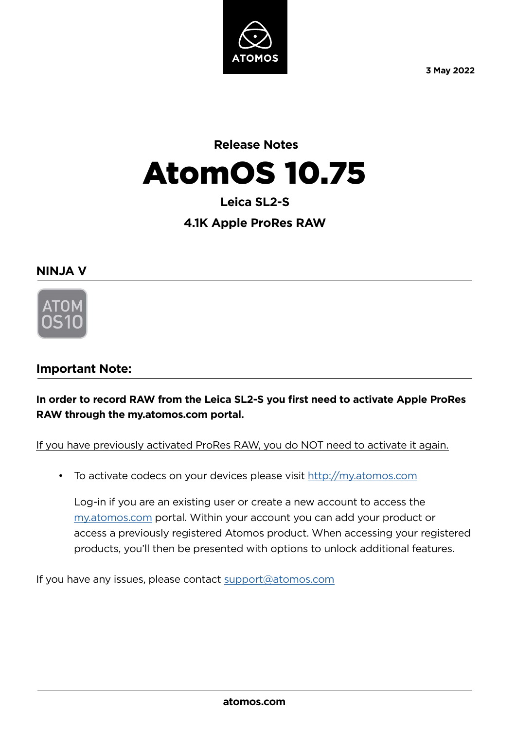3 May 2022

**Release Notes**

# AtomOS 10.75

**Leica SL2-S**

**4.1K Apple ProRes RAW**

## NINJA V

ATOM OS10

## Important Note:

**In order to record RAW from the Leica SL2-S you first need to activate Apple ProRes RAW through the my.atomos.com portal.**

If you have previously activated ProRes RAW, you do NOT need to activate it again.

- To activate codecs on your devices please visit http://my.atomos.com

  Log-in if you are an existing user or create a new account to access the my.atomos.com portal. Within your account you can add your product or access a previously registered Atomos product. When accessing your registered products, you'll then be presented with options to unlock additional features.

If you have any issues, please contact support@atomos.com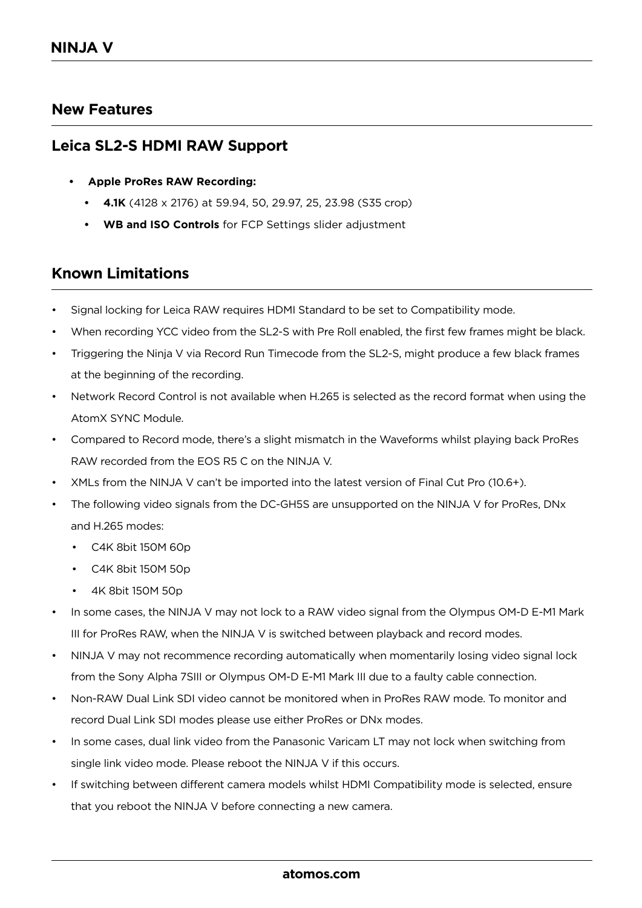# NINJA V

## New Features

## Leica SL2-S HDMI RAW Support

- **Apple ProRes RAW Recording:**
  - **4.1K** (4128 x 2176) at 59.94, 50, 29.97, 25, 23.98 (S35 crop)
  - **WB and ISO Controls** for FCP Settings slider adjustment

## Known Limitations

- Signal locking for Leica RAW requires HDMI Standard to be set to Compatibility mode.
- When recording YCC video from the SL2-S with Pre Roll enabled, the first few frames might be black.
- Triggering the Ninja V via Record Run Timecode from the SL2-S, might produce a few black frames at the beginning of the recording.
- Network Record Control is not available when H.265 is selected as the record format when using the AtomX SYNC Module.
- Compared to Record mode, there's a slight mismatch in the Waveforms whilst playing back ProRes RAW recorded from the EOS R5 C on the NINJA V.
- XMLs from the NINJA V can't be imported into the latest version of Final Cut Pro (10.6+).
- The following video signals from the DC-GH5S are unsupported on the NINJA V for ProRes, DNx and H.265 modes:
  - C4K 8bit 150M 60p
  - C4K 8bit 150M 50p
  - 4K 8bit 150M 50p
- In some cases, the NINJA V may not lock to a RAW video signal from the Olympus OM-D E-M1 Mark III for ProRes RAW, when the NINJA V is switched between playback and record modes.
- NINJA V may not recommence recording automatically when momentarily losing video signal lock from the Sony Alpha 7SIII or Olympus OM-D E-M1 Mark III due to a faulty cable connection.
- Non-RAW Dual Link SDI video cannot be monitored when in ProRes RAW mode. To monitor and record Dual Link SDI modes please use either ProRes or DNx modes.
- In some cases, dual link video from the Panasonic Varicam LT may not lock when switching from single link video mode. Please reboot the NINJA V if this occurs.
- If switching between different camera models whilst HDMI Compatibility mode is selected, ensure that you reboot the NINJA V before connecting a new camera.